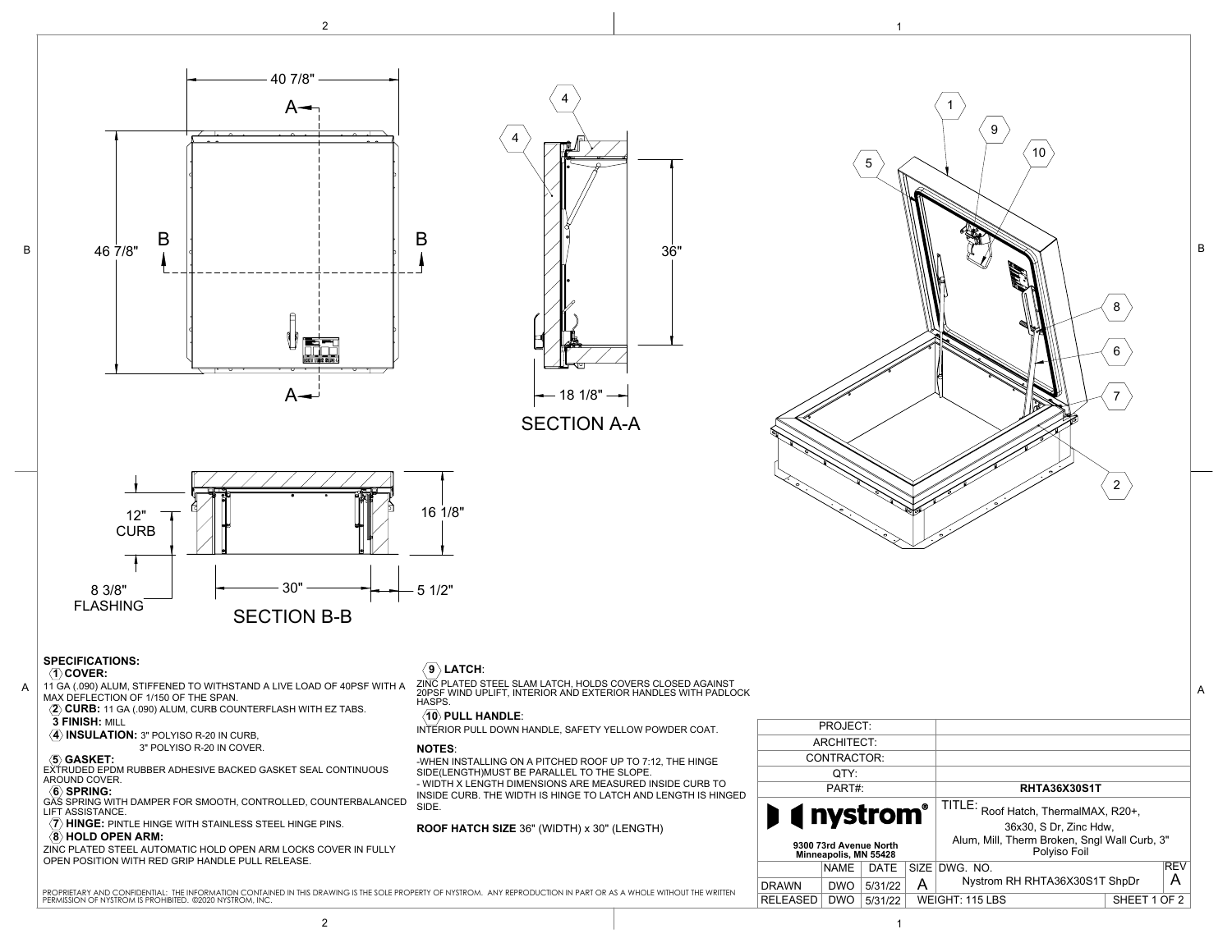40 7/8"

46 7/8"

A — A

B — B

SECTION A-A

36"

18 1/8"

SECTION B-B

12" CURB

16 1/8"

8 3/8" FLASHING

30"

5 1/2"

## SPECIFICATIONS:

**(1) COVER:**
11 GA (.090) ALUM, STIFFENED TO WITHSTAND A LIVE LOAD OF 40PSF WITH A MAX DEFLECTION OF 1/150 OF THE SPAN.

**(2) CURB:** 11 GA (.090) ALUM, CURB COUNTERFLASH WITH EZ TABS.

**3 FINISH:** MILL

**(4) INSULATION:** 3" POLYISO R-20 IN CURB,
3" POLYISO R-20 IN COVER.

**(5) GASKET:**
EXTRUDED EPDM RUBBER ADHESIVE BACKED GASKET SEAL CONTINUOUS AROUND COVER.

**(6) SPRING:**
GAS SPRING WITH DAMPER FOR SMOOTH, CONTROLLED, COUNTERBALANCED LIFT ASSISTANCE.

**(7) HINGE:** PINTLE HINGE WITH STAINLESS STEEL HINGE PINS.

**(8) HOLD OPEN ARM:**
ZINC PLATED STEEL AUTOMATIC HOLD OPEN ARM LOCKS COVER IN FULLY OPEN POSITION WITH RED GRIP HANDLE PULL RELEASE.

**(9) LATCH:**
ZINC PLATED STEEL SLAM LATCH, HOLDS COVERS CLOSED AGAINST 20PSF WIND UPLIFT, INTERIOR AND EXTERIOR HANDLES WITH PADLOCK HASPS.

**(10) PULL HANDLE:**
INTERIOR PULL DOWN HANDLE, SAFETY YELLOW POWDER COAT.

**NOTES:**
-WHEN INSTALLING ON A PITCHED ROOF UP TO 7:12, THE HINGE SIDE(LENGTH)MUST BE PARALLEL TO THE SLOPE.
- WIDTH X LENGTH DIMENSIONS ARE MEASURED INSIDE CURB TO INSIDE CURB. THE WIDTH IS HINGE TO LATCH AND LENGTH IS HINGED SIDE.

**ROOF HATCH SIZE** 36" (WIDTH) x 30" (LENGTH)

PROPRIETARY AND CONFIDENTIAL: THE INFORMATION CONTAINED IN THIS DRAWING IS THE SOLE PROPERTY OF NYSTROM. ANY REPRODUCTION IN PART OR AS A WHOLE WITHOUT THE WRITTEN PERMISSION OF NYSTROM IS PROHIBITED. ©2020 NYSTROM, INC.

| PROJECT: | | | | |
|---|---|---|---|---|
| ARCHITECT: | | | | |
| CONTRACTOR: | | | | |
| QTY: | | | | |
| PART#: | | | | RHTA36X30S1T |

**nystrom®**
9300 73rd Avenue North
Minneapolis, MN 55428

TITLE: Roof Hatch, ThermalMAX, R20+, 36x30, S Dr, Zinc Hdw, Alum, Mill, Therm Broken, Sngl Wall Curb, 3" Polyiso Foil

| | NAME | DATE | SIZE | DWG. NO. | REV |
|---|---|---|---|---|---|
| DRAWN | DWO | 5/31/22 | A | Nystrom RH RHTA36X30S1T ShpDr | A |
| RELEASED | DWO | 5/31/22 | WEIGHT: 115 LBS | SHEET 1 OF 2 | |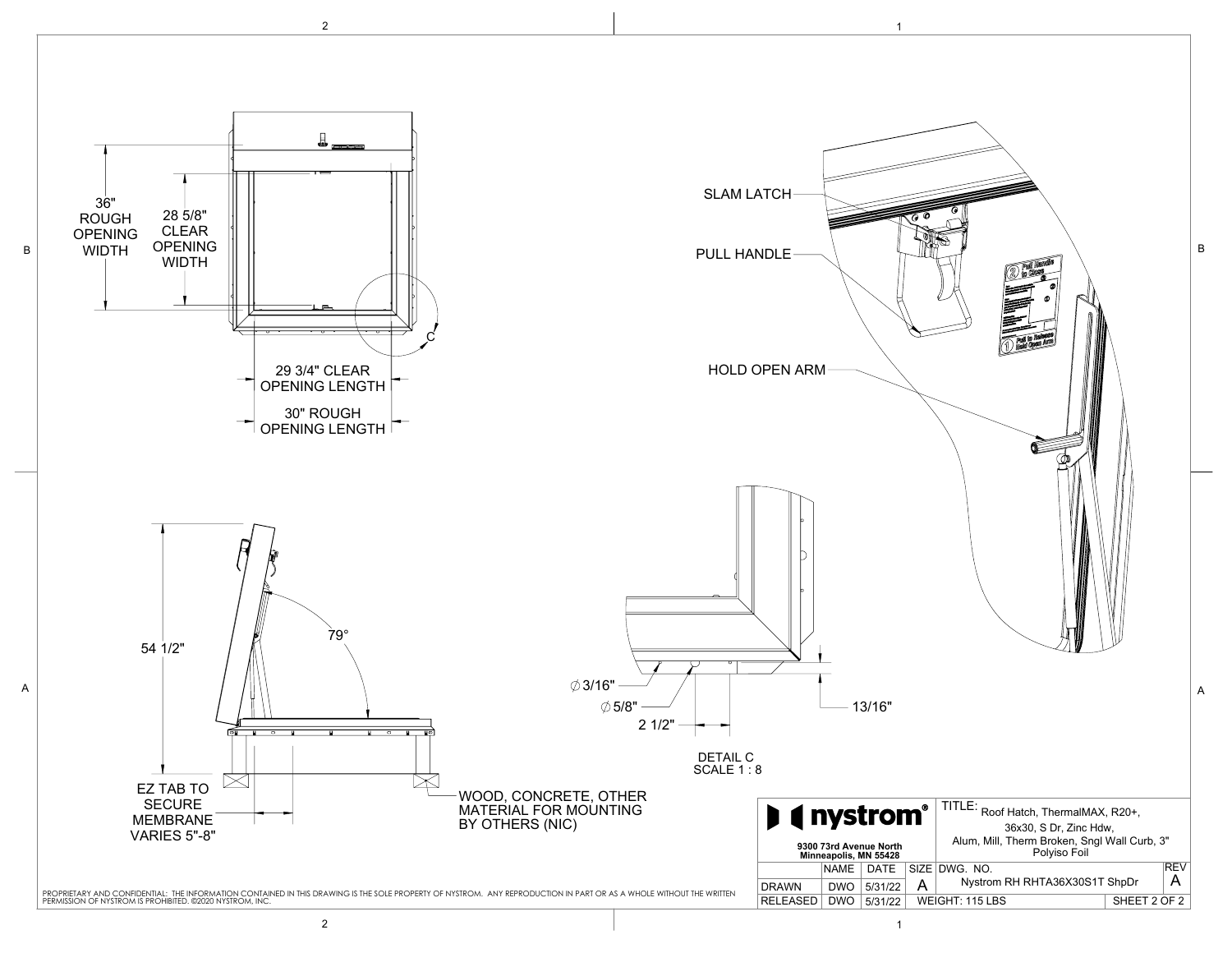36" ROUGH OPENING WIDTH

28 5/8" CLEAR OPENING WIDTH

C

29 3/4" CLEAR OPENING LENGTH

30" ROUGH OPENING LENGTH

SLAM LATCH

PULL HANDLE

HOLD OPEN ARM

54 1/2"

79°

EZ TAB TO SECURE MEMBRANE VARIES 5"-8"

WOOD, CONCRETE, OTHER MATERIAL FOR MOUNTING BY OTHERS (NIC)

∅3/16"

∅5/8"

2 1/2"

13/16"

DETAIL C
SCALE 1 : 8

PROPRIETARY AND CONFIDENTIAL: THE INFORMATION CONTAINED IN THIS DRAWING IS THE SOLE PROPERTY OF NYSTROM. ANY REPRODUCTION IN PART OR AS A WHOLE WITHOUT THE WRITTEN PERMISSION OF NYSTROM IS PROHIBITED. ©2020 NYSTROM, INC.

**nystrom®**
9300 73rd Avenue North
Minneapolis, MN 55428

TITLE: Roof Hatch, ThermalMAX, R20+, 36x30, S Dr, Zinc Hdw, Alum, Mill, Therm Broken, Sngl Wall Curb, 3" Polyiso Foil

| | NAME | DATE | SIZE | DWG. NO. | REV |
|---|---|---|---|---|---|
| DRAWN | DWO | 5/31/22 | A | Nystrom RH RHTA36X30S1T ShpDr | A |
| RELEASED | DWO | 5/31/22 | WEIGHT: 115 LBS | | SHEET 2 OF 2 |